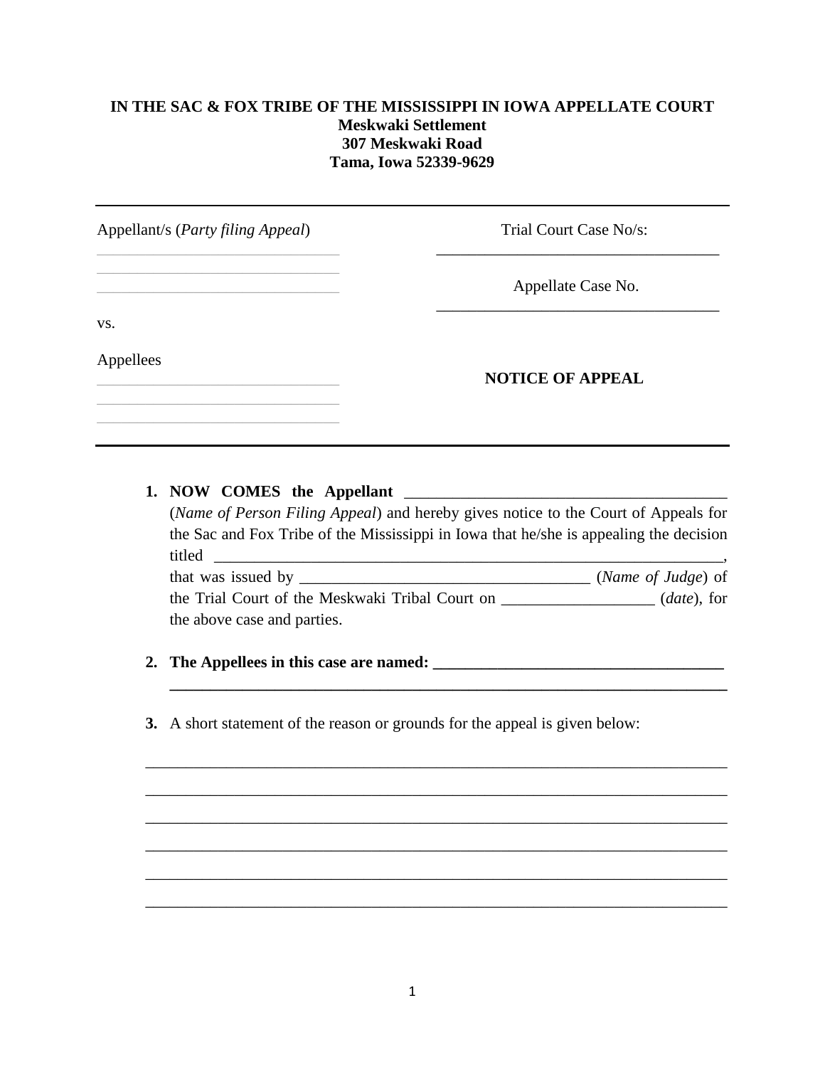**IN THE SAC & FOX TRIBE OF THE MISSISSIPPI IN IOWA APPELLATE COURT**
**Meskwaki Settlement**
**307 Meskwaki Road**
**Tama, Iowa 52339-9629**

---

| | |
|---|---|
| Appellant/s (*Party filing Appeal*) | Trial Court Case No/s: |
| ______________________________ | ____________________________________ |
| ______________________________ | |
| ______________________________ | Appellate Case No. |
| | ____________________________________ |
| vs. | |
| Appellees | |
| ______________________________ | **NOTICE OF APPEAL** |
| ______________________________ | |
| ______________________________ | |

---

1. **NOW COMES the Appellant** _______________________________________ (*Name of Person Filing Appeal*) and hereby gives notice to the Court of Appeals for the Sac and Fox Tribe of the Mississippi in Iowa that he/she is appealing the decision titled _______________________________________________________________, that was issued by ____________________________________ (*Name of Judge*) of the Trial Court of the Meskwaki Tribal Court on __________________ (*date*), for the above case and parties.

2. **The Appellees in this case are named: ____________________________________**
   **______________________________________________________________________**

3. A short statement of the reason or grounds for the appeal is given below:

__________________________________________________________________________

__________________________________________________________________________

__________________________________________________________________________

__________________________________________________________________________

__________________________________________________________________________

__________________________________________________________________________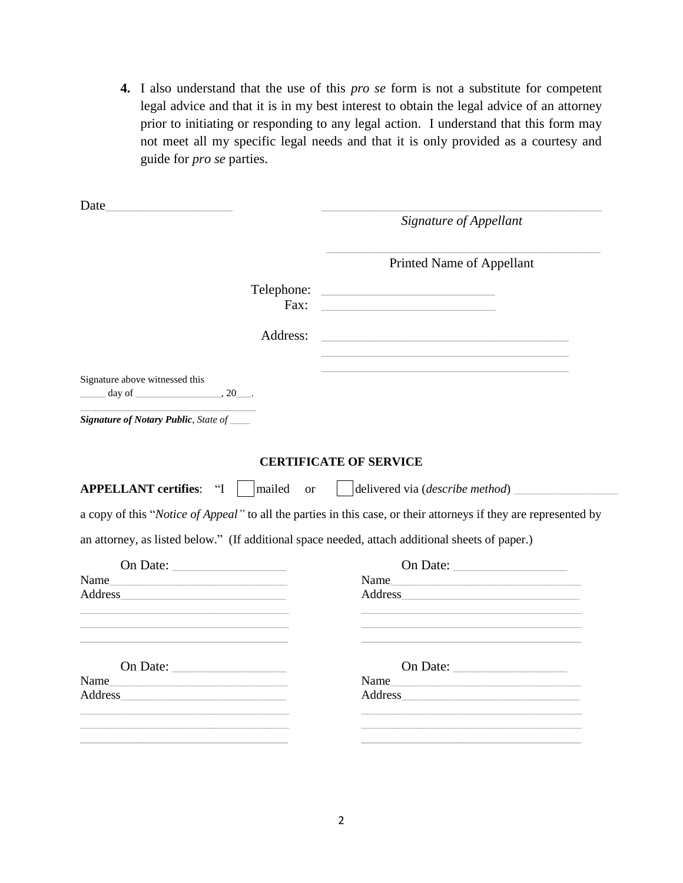4. I also understand that the use of this *pro se* form is not a substitute for competent legal advice and that it is in my best interest to obtain the legal advice of an attorney prior to initiating or responding to any legal action. I understand that this form may not meet all my specific legal needs and that it is only provided as a courtesy and guide for *pro se* parties.

Date____________________

_______________________________________

*Signature of Appellant*

_______________________________________

Printed Name of Appellant

Telephone: ____________________________

Fax: ____________________________

Address: ________________________________________

________________________________________

________________________________________

Signature above witnessed this

_____ day of _________________, 20___.

_________________________________

***Signature of Notary Public**, State of ____*

**CERTIFICATE OF SERVICE**

**APPELLANT certifies**: "I ☐ mailed or ☐ delivered via (*describe method*) __________________ a copy of this "*Notice of Appeal"* to all the parties in this case, or their attorneys if they are represented by an attorney, as listed below." (If additional space needed, attach additional sheets of paper.)

On Date: __________________

Name______________________________

Address____________________________

___________________________________

___________________________________

___________________________________

On Date: __________________

Name______________________________

Address____________________________

___________________________________

___________________________________

___________________________________

On Date: __________________

Name______________________________

Address____________________________

___________________________________

___________________________________

___________________________________

On Date: __________________

Name______________________________

Address____________________________

___________________________________

___________________________________

___________________________________